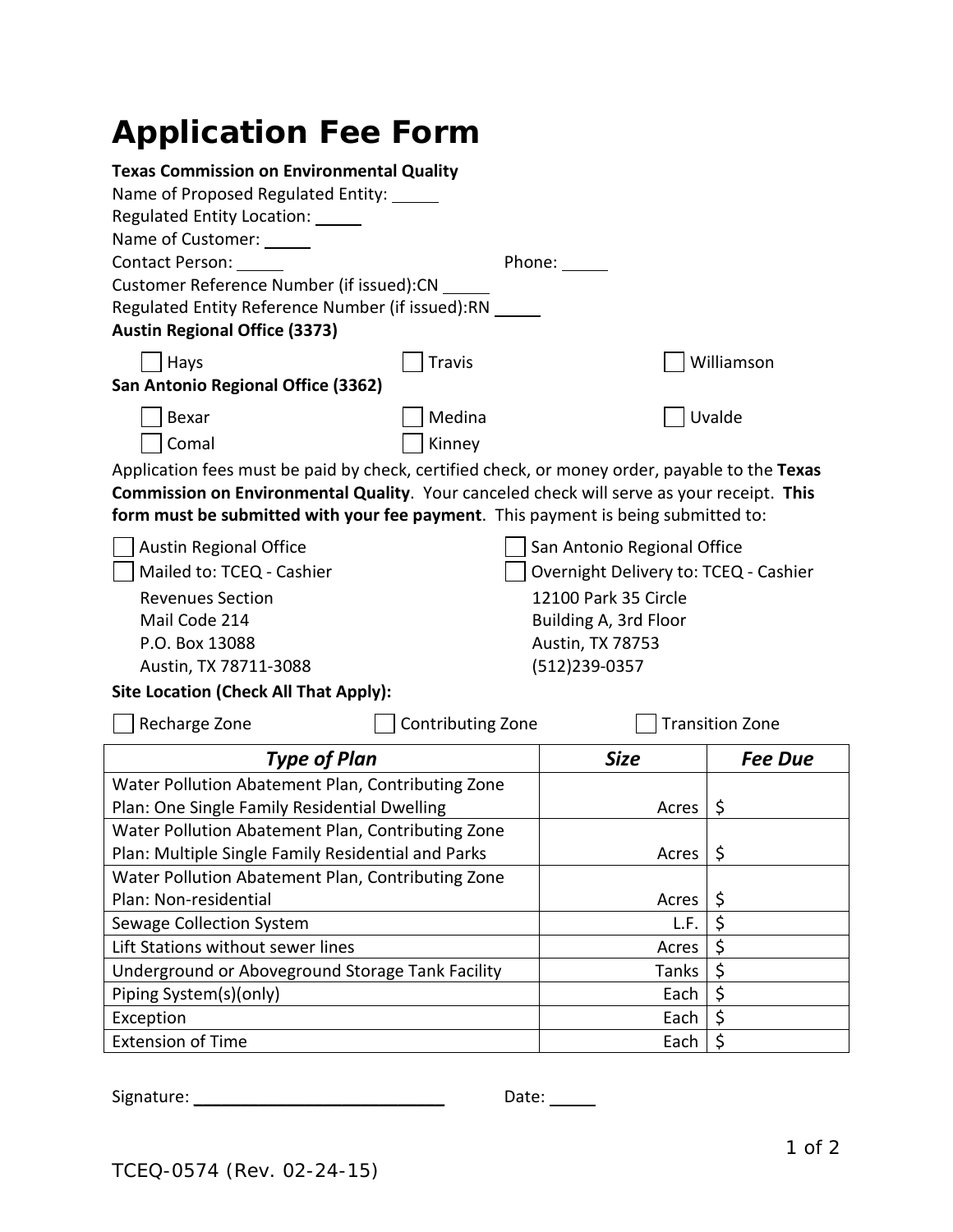# Application Fee Form

**Texas Commission on Environmental Quality**

Name of Proposed Regulated Entity: _____

Regulated Entity Location: _____

Name of Customer: _____

Contact Person: _____ Phone: _____

Customer Reference Number (if issued):CN _____

Regulated Entity Reference Number (if issued):RN _____

**Austin Regional Office (3373)**

☐ Hays ☐ Travis ☐ Williamson

**San Antonio Regional Office (3362)**

☐ Bexar ☐ Medina ☐ Uvalde

☐ Comal ☐ Kinney

Application fees must be paid by check, certified check, or money order, payable to the **Texas Commission on Environmental Quality**. Your canceled check will serve as your receipt. **This form must be submitted with your fee payment**. This payment is being submitted to:

☐ Austin Regional Office

☐ San Antonio Regional Office

☐ Mailed to: TCEQ - Cashier
Revenues Section
Mail Code 214
P.O. Box 13088
Austin, TX 78711-3088

☐ Overnight Delivery to: TCEQ - Cashier
12100 Park 35 Circle
Building A, 3rd Floor
Austin, TX 78753
(512)239-0357

**Site Location (Check All That Apply):**

☐ Recharge Zone ☐ Contributing Zone ☐ Transition Zone

| *Type of Plan* | *Size* | *Fee Due* |
|---|---|---|
| Water Pollution Abatement Plan, Contributing Zone Plan: One Single Family Residential Dwelling | Acres | $ |
| Water Pollution Abatement Plan, Contributing Zone Plan: Multiple Single Family Residential and Parks | Acres | $ |
| Water Pollution Abatement Plan, Contributing Zone Plan: Non-residential | Acres | $ |
| Sewage Collection System | L.F. | $ |
| Lift Stations without sewer lines | Acres | $ |
| Underground or Aboveground Storage Tank Facility | Tanks | $ |
| Piping System(s)(only) | Each | $ |
| Exception | Each | $ |
| Extension of Time | Each | $ |

Signature: ___________________________ Date: _____

TCEQ-0574 (Rev. 02-24-15)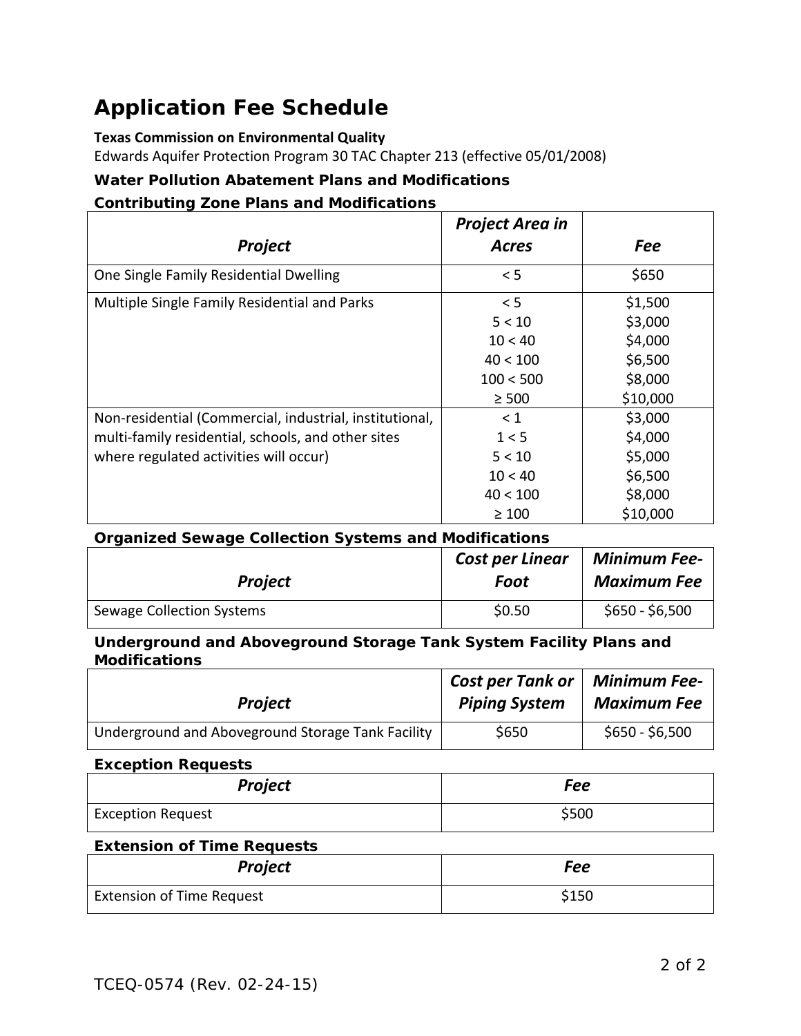# Application Fee Schedule

**Texas Commission on Environmental Quality**

Edwards Aquifer Protection Program 30 TAC Chapter 213 (effective 05/01/2008)

### Water Pollution Abatement Plans and Modifications

#### Contributing Zone Plans and Modifications

| *Project* | *Project Area in Acres* | *Fee* |
|---|---|---|
| One Single Family Residential Dwelling | < 5 | $650 |
| Multiple Single Family Residential and Parks | < 5 | $1,500 |
| | 5 < 10 | $3,000 |
| | 10 < 40 | $4,000 |
| | 40 < 100 | $6,500 |
| | 100 < 500 | $8,000 |
| | ≥ 500 | $10,000 |
| Non-residential (Commercial, industrial, institutional, multi-family residential, schools, and other sites where regulated activities will occur) | < 1 | $3,000 |
| | 1 < 5 | $4,000 |
| | 5 < 10 | $5,000 |
| | 10 < 40 | $6,500 |
| | 40 < 100 | $8,000 |
| | ≥ 100 | $10,000 |

#### Organized Sewage Collection Systems and Modifications

| *Project* | *Cost per Linear Foot* | *Minimum Fee-Maximum Fee* |
|---|---|---|
| Sewage Collection Systems | $0.50 | $650 - $6,500 |

#### Underground and Aboveground Storage Tank System Facility Plans and Modifications

| *Project* | *Cost per Tank or Piping System* | *Minimum Fee-Maximum Fee* |
|---|---|---|
| Underground and Aboveground Storage Tank Facility | $650 | $650 - $6,500 |

#### Exception Requests

| *Project* | *Fee* |
|---|---|
| Exception Request | $500 |

#### Extension of Time Requests

| *Project* | *Fee* |
|---|---|
| Extension of Time Request | $150 |

TCEQ-0574 (Rev. 02-24-15)